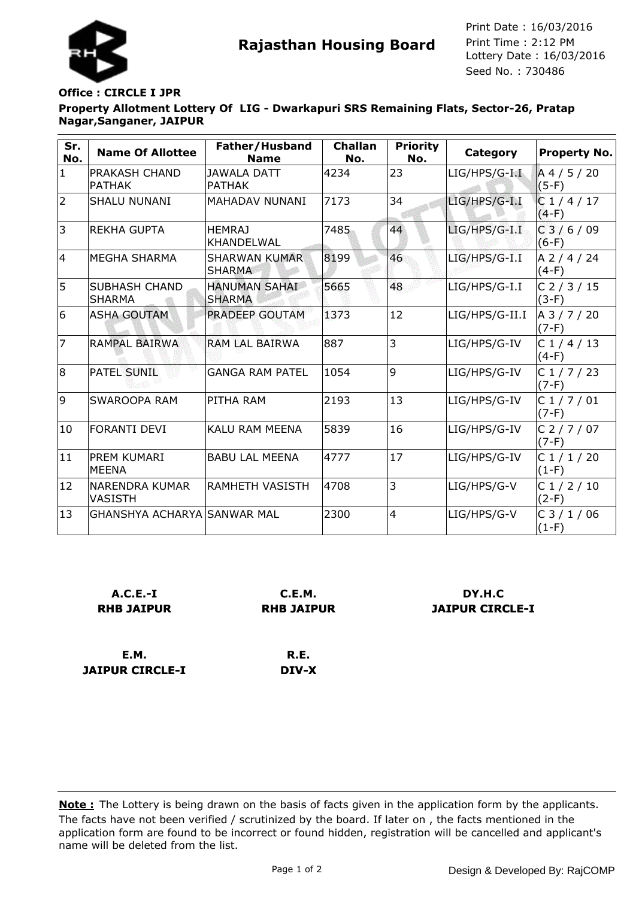**Rajasthan Housing Board**

Print Date : 16/03/2016
Print Time : 2:12 PM
Lottery Date : 16/03/2016
Seed No. : 730486

**Office : CIRCLE I JPR**

**Property Allotment Lottery Of LIG - Dwarkapuri SRS Remaining Flats, Sector-26, Pratap Nagar,Sanganer, JAIPUR**

| Sr. No. | Name Of Allottee | Father/Husband Name | Challan No. | Priority No. | Category | Property No. |
|---|---|---|---|---|---|---|
| 1 | PRAKASH CHAND PATHAK | JAWALA DATT PATHAK | 4234 | 23 | LIG/HPS/G-I.I | A 4 / 5 / 20 (5-F) |
| 2 | SHALU NUNANI | MAHADAV NUNANI | 7173 | 34 | LIG/HPS/G-I.I | C 1 / 4 / 17 (4-F) |
| 3 | REKHA GUPTA | HEMRAJ KHANDELWAL | 7485 | 44 | LIG/HPS/G-I.I | C 3 / 6 / 09 (6-F) |
| 4 | MEGHA SHARMA | SHARWAN KUMAR SHARMA | 8199 | 46 | LIG/HPS/G-I.I | A 2 / 4 / 24 (4-F) |
| 5 | SUBHASH CHAND SHARMA | HANUMAN SAHAI SHARMA | 5665 | 48 | LIG/HPS/G-I.I | C 2 / 3 / 15 (3-F) |
| 6 | ASHA GOUTAM | PRADEEP GOUTAM | 1373 | 12 | LIG/HPS/G-II.I | A 3 / 7 / 20 (7-F) |
| 7 | RAMPAL BAIRWA | RAM LAL BAIRWA | 887 | 3 | LIG/HPS/G-IV | C 1 / 4 / 13 (4-F) |
| 8 | PATEL SUNIL | GANGA RAM PATEL | 1054 | 9 | LIG/HPS/G-IV | C 1 / 7 / 23 (7-F) |
| 9 | SWAROOPA RAM | PITHA RAM | 2193 | 13 | LIG/HPS/G-IV | C 1 / 7 / 01 (7-F) |
| 10 | FORANTI DEVI | KALU RAM MEENA | 5839 | 16 | LIG/HPS/G-IV | C 2 / 7 / 07 (7-F) |
| 11 | PREM KUMARI MEENA | BABU LAL MEENA | 4777 | 17 | LIG/HPS/G-IV | C 1 / 1 / 20 (1-F) |
| 12 | NARENDRA KUMAR VASISTH | RAMHETH VASISTH | 4708 | 3 | LIG/HPS/G-V | C 1 / 2 / 10 (2-F) |
| 13 | GHANSHYA ACHARYA | SANWAR MAL | 2300 | 4 | LIG/HPS/G-V | C 3 / 1 / 06 (1-F) |

**A.C.E.-I**
**RHB JAIPUR**

**C.E.M.**
**RHB JAIPUR**

**DY.H.C**
**JAIPUR CIRCLE-I**

**E.M.**
**JAIPUR CIRCLE-I**

**R.E.**
**DIV-X**

**Note :** The Lottery is being drawn on the basis of facts given in the application form by the applicants. The facts have not been verified / scrutinized by the board. If later on , the facts mentioned in the application form are found to be incorrect or found hidden, registration will be cancelled and applicant's name will be deleted from the list.

Design & Developed By: RajCOMP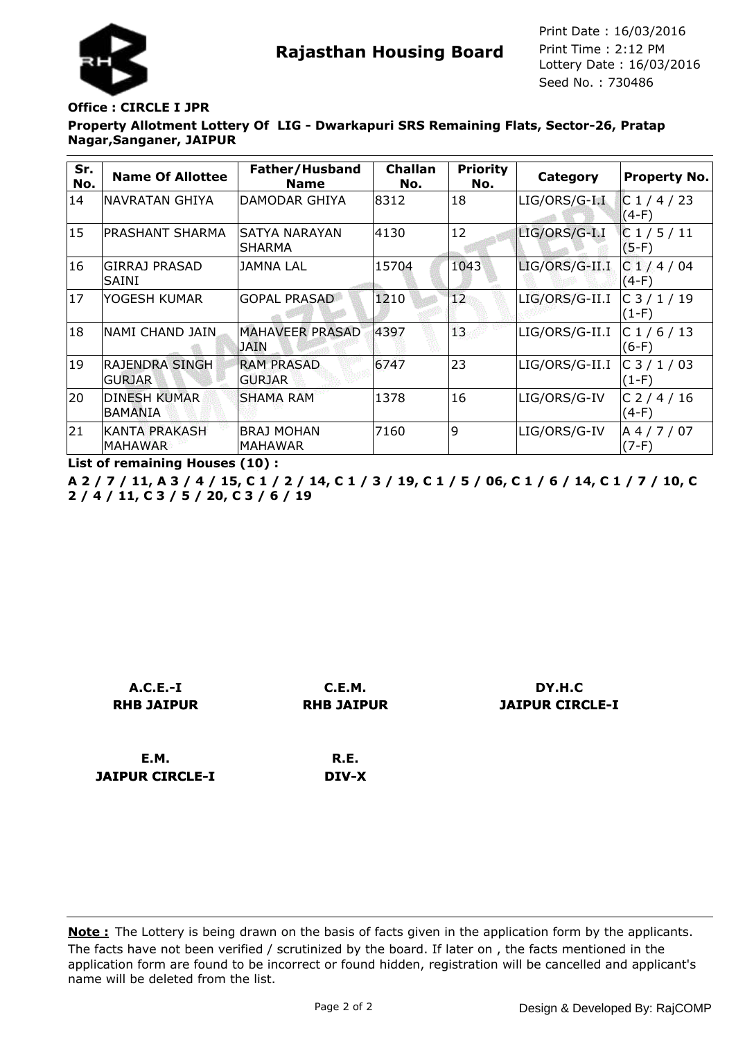**Rajasthan Housing Board**

Print Date : 16/03/2016
Print Time : 2:12 PM
Lottery Date : 16/03/2016
Seed No. : 730486

**Office : CIRCLE I JPR**

**Property Allotment Lottery Of LIG - Dwarkapuri SRS Remaining Flats, Sector-26, Pratap Nagar,Sanganer, JAIPUR**

| Sr. No. | Name Of Allottee | Father/Husband Name | Challan No. | Priority No. | Category | Property No. |
|---|---|---|---|---|---|---|
| 14 | NAVRATAN GHIYA | DAMODAR GHIYA | 8312 | 18 | LIG/ORS/G-I.I | C 1 / 4 / 23 (4-F) |
| 15 | PRASHANT SHARMA | SATYA NARAYAN SHARMA | 4130 | 12 | LIG/ORS/G-I.I | C 1 / 5 / 11 (5-F) |
| 16 | GIRRAJ PRASAD SAINI | JAMNA LAL | 15704 | 1043 | LIG/ORS/G-II.I | C 1 / 4 / 04 (4-F) |
| 17 | YOGESH KUMAR | GOPAL PRASAD | 1210 | 12 | LIG/ORS/G-II.I | C 3 / 1 / 19 (1-F) |
| 18 | NAMI CHAND JAIN | MAHAVEER PRASAD JAIN | 4397 | 13 | LIG/ORS/G-II.I | C 1 / 6 / 13 (6-F) |
| 19 | RAJENDRA SINGH GURJAR | RAM PRASAD GURJAR | 6747 | 23 | LIG/ORS/G-II.I | C 3 / 1 / 03 (1-F) |
| 20 | DINESH KUMAR BAMANIA | SHAMA RAM | 1378 | 16 | LIG/ORS/G-IV | C 2 / 4 / 16 (4-F) |
| 21 | KANTA PRAKASH MAHAWAR | BRAJ MOHAN MAHAWAR | 7160 | 9 | LIG/ORS/G-IV | A 4 / 7 / 07 (7-F) |

**List of remaining Houses (10) :**

**A 2 / 7 / 11, A 3 / 4 / 15, C 1 / 2 / 14, C 1 / 3 / 19, C 1 / 5 / 06, C 1 / 6 / 14, C 1 / 7 / 10, C 2 / 4 / 11, C 3 / 5 / 20, C 3 / 6 / 19**

| | | |
|---|---|---|
| **A.C.E.-I**<br>**RHB JAIPUR** | **C.E.M.**<br>**RHB JAIPUR** | **DY.H.C**<br>**JAIPUR CIRCLE-I** |
| **E.M.**<br>**JAIPUR CIRCLE-I** | **R.E.**<br>**DIV-X** | |

**Note :** The Lottery is being drawn on the basis of facts given in the application form by the applicants. The facts have not been verified / scrutinized by the board. If later on , the facts mentioned in the application form are found to be incorrect or found hidden, registration will be cancelled and applicant's name will be deleted from the list.

Design & Developed By: RajCOMP